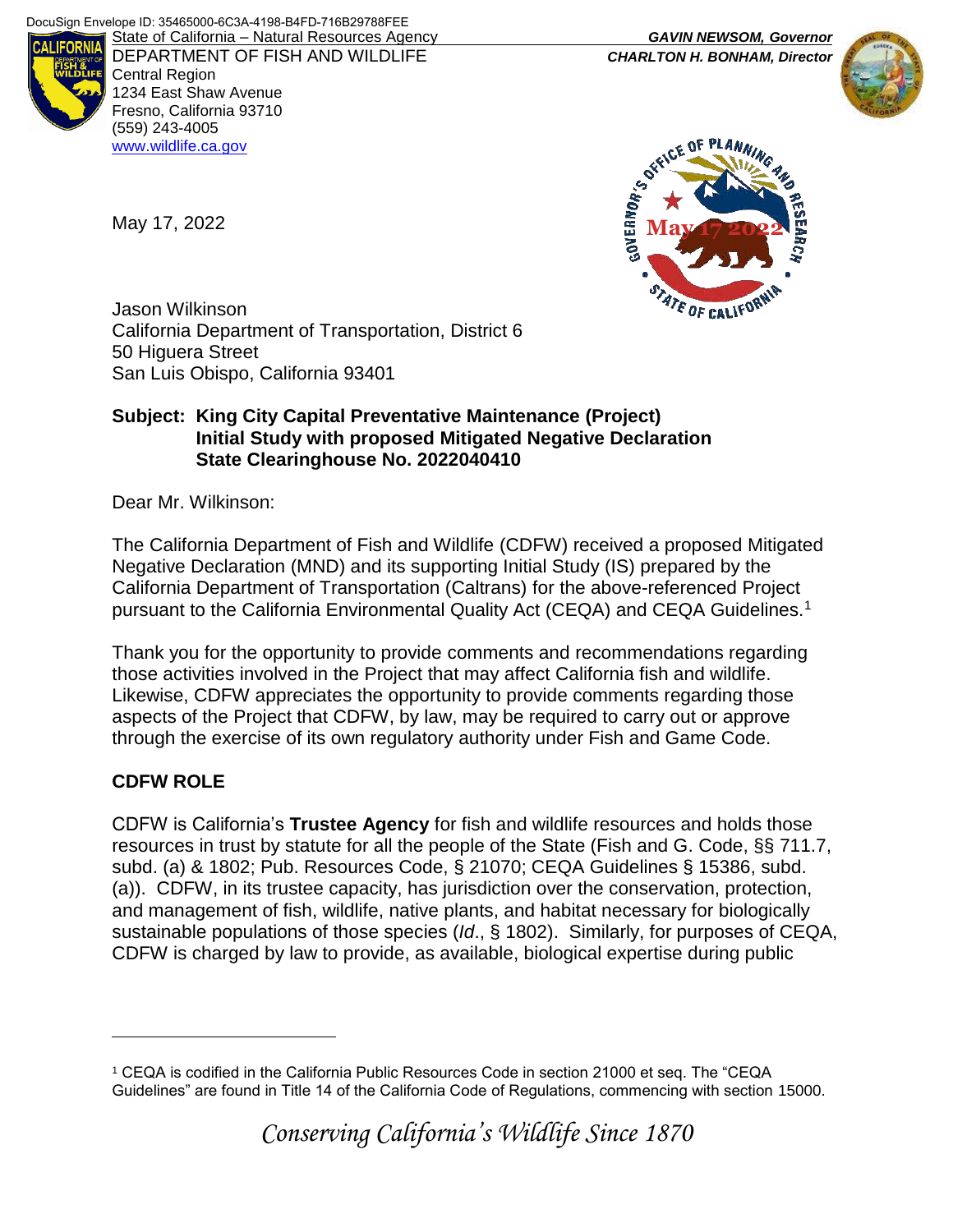DocuSign Envelope ID: 35465000-6C3A-4198-B4FD-716B29788FEE

State of California – Natural Resources Agency
DEPARTMENT OF FISH AND WILDLIFE
Central Region
1234 East Shaw Avenue
Fresno, California 93710
(559) 243-4005
www.wildlife.ca.gov

***GAVIN NEWSOM, Governor***
***CHARLTON H. BONHAM, Director***

May 17, 2022

Jason Wilkinson
California Department of Transportation, District 6
50 Higuera Street
San Luis Obispo, California 93401

**Subject: King City Capital Preventative Maintenance (Project)**
**Initial Study with proposed Mitigated Negative Declaration**
**State Clearinghouse No. 2022040410**

Dear Mr. Wilkinson:

The California Department of Fish and Wildlife (CDFW) received a proposed Mitigated Negative Declaration (MND) and its supporting Initial Study (IS) prepared by the California Department of Transportation (Caltrans) for the above-referenced Project pursuant to the California Environmental Quality Act (CEQA) and CEQA Guidelines.[1]

Thank you for the opportunity to provide comments and recommendations regarding those activities involved in the Project that may affect California fish and wildlife. Likewise, CDFW appreciates the opportunity to provide comments regarding those aspects of the Project that CDFW, by law, may be required to carry out or approve through the exercise of its own regulatory authority under Fish and Game Code.

## CDFW ROLE

CDFW is California's **Trustee Agency** for fish and wildlife resources and holds those resources in trust by statute for all the people of the State (Fish and G. Code, §§ 711.7, subd. (a) & 1802; Pub. Resources Code, § 21070; CEQA Guidelines § 15386, subd. (a)). CDFW, in its trustee capacity, has jurisdiction over the conservation, protection, and management of fish, wildlife, native plants, and habitat necessary for biologically sustainable populations of those species (*Id*., § 1802). Similarly, for purposes of CEQA, CDFW is charged by law to provide, as available, biological expertise during public

[1] CEQA is codified in the California Public Resources Code in section 21000 et seq. The "CEQA Guidelines" are found in Title 14 of the California Code of Regulations, commencing with section 15000.

*Conserving California's Wildlife Since 1870*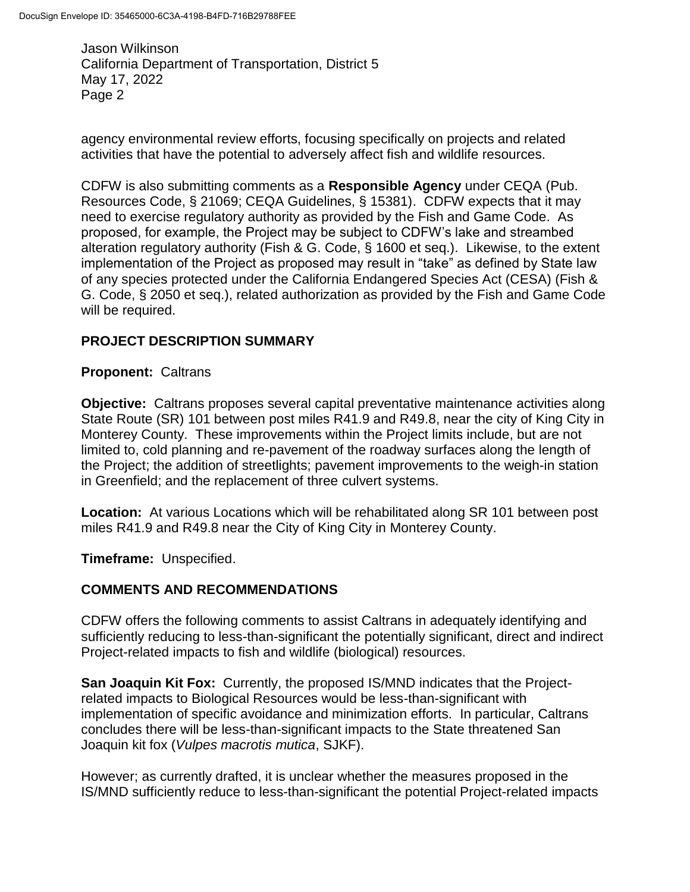agency environmental review efforts, focusing specifically on projects and related activities that have the potential to adversely affect fish and wildlife resources.

CDFW is also submitting comments as a **Responsible Agency** under CEQA (Pub. Resources Code, § 21069; CEQA Guidelines, § 15381). CDFW expects that it may need to exercise regulatory authority as provided by the Fish and Game Code. As proposed, for example, the Project may be subject to CDFW's lake and streambed alteration regulatory authority (Fish & G. Code, § 1600 et seq.). Likewise, to the extent implementation of the Project as proposed may result in "take" as defined by State law of any species protected under the California Endangered Species Act (CESA) (Fish & G. Code, § 2050 et seq.), related authorization as provided by the Fish and Game Code will be required.

## PROJECT DESCRIPTION SUMMARY

**Proponent:** Caltrans

**Objective:** Caltrans proposes several capital preventative maintenance activities along State Route (SR) 101 between post miles R41.9 and R49.8, near the city of King City in Monterey County. These improvements within the Project limits include, but are not limited to, cold planning and re-pavement of the roadway surfaces along the length of the Project; the addition of streetlights; pavement improvements to the weigh-in station in Greenfield; and the replacement of three culvert systems.

**Location:** At various Locations which will be rehabilitated along SR 101 between post miles R41.9 and R49.8 near the City of King City in Monterey County.

**Timeframe:** Unspecified.

## COMMENTS AND RECOMMENDATIONS

CDFW offers the following comments to assist Caltrans in adequately identifying and sufficiently reducing to less-than-significant the potentially significant, direct and indirect Project-related impacts to fish and wildlife (biological) resources.

**San Joaquin Kit Fox:** Currently, the proposed IS/MND indicates that the Project-related impacts to Biological Resources would be less-than-significant with implementation of specific avoidance and minimization efforts. In particular, Caltrans concludes there will be less-than-significant impacts to the State threatened San Joaquin kit fox (*Vulpes macrotis mutica*, SJKF).

However; as currently drafted, it is unclear whether the measures proposed in the IS/MND sufficiently reduce to less-than-significant the potential Project-related impacts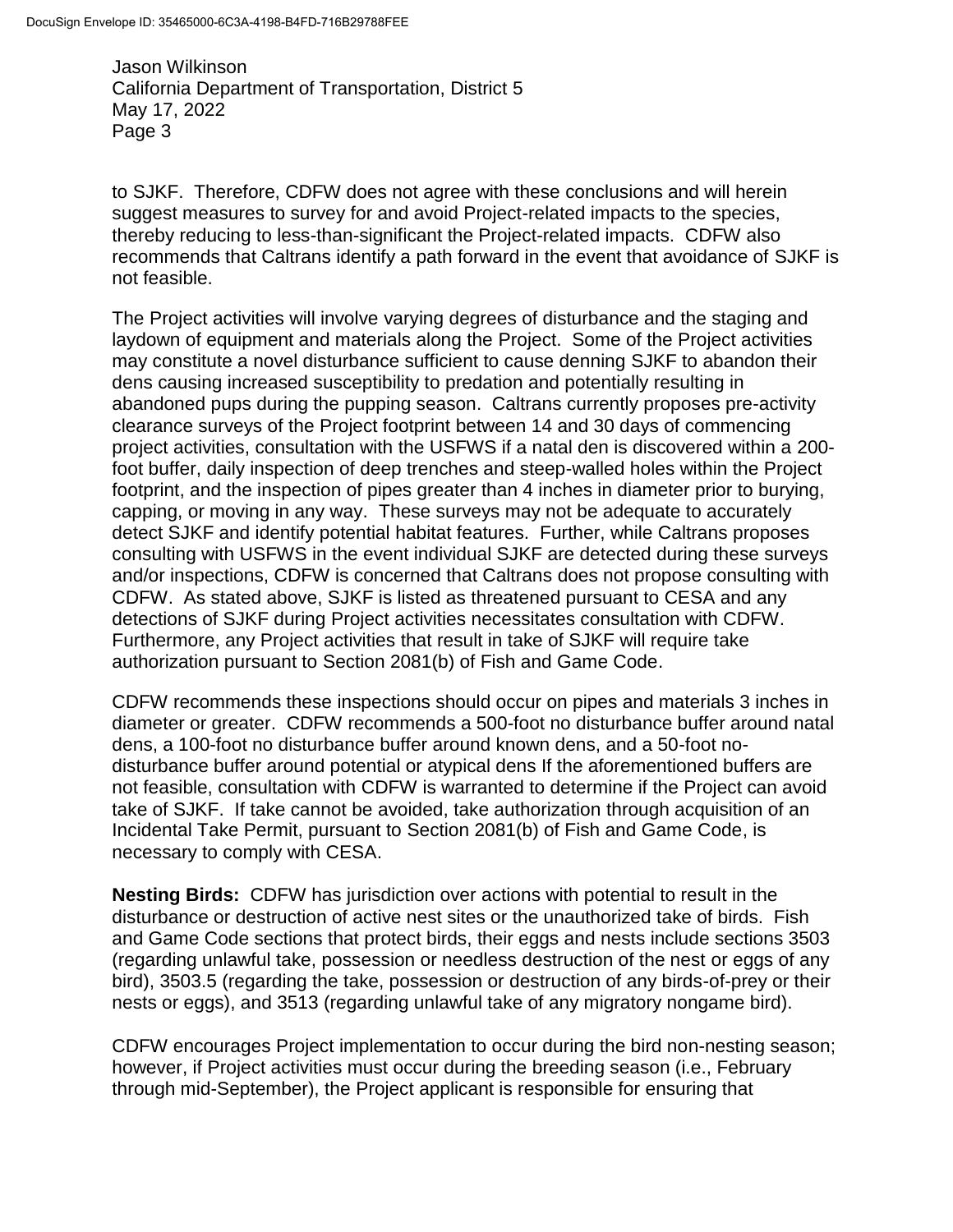to SJKF. Therefore, CDFW does not agree with these conclusions and will herein suggest measures to survey for and avoid Project-related impacts to the species, thereby reducing to less-than-significant the Project-related impacts. CDFW also recommends that Caltrans identify a path forward in the event that avoidance of SJKF is not feasible.

The Project activities will involve varying degrees of disturbance and the staging and laydown of equipment and materials along the Project. Some of the Project activities may constitute a novel disturbance sufficient to cause denning SJKF to abandon their dens causing increased susceptibility to predation and potentially resulting in abandoned pups during the pupping season. Caltrans currently proposes pre-activity clearance surveys of the Project footprint between 14 and 30 days of commencing project activities, consultation with the USFWS if a natal den is discovered within a 200-foot buffer, daily inspection of deep trenches and steep-walled holes within the Project footprint, and the inspection of pipes greater than 4 inches in diameter prior to burying, capping, or moving in any way. These surveys may not be adequate to accurately detect SJKF and identify potential habitat features. Further, while Caltrans proposes consulting with USFWS in the event individual SJKF are detected during these surveys and/or inspections, CDFW is concerned that Caltrans does not propose consulting with CDFW. As stated above, SJKF is listed as threatened pursuant to CESA and any detections of SJKF during Project activities necessitates consultation with CDFW. Furthermore, any Project activities that result in take of SJKF will require take authorization pursuant to Section 2081(b) of Fish and Game Code.

CDFW recommends these inspections should occur on pipes and materials 3 inches in diameter or greater. CDFW recommends a 500-foot no disturbance buffer around natal dens, a 100-foot no disturbance buffer around known dens, and a 50-foot no-disturbance buffer around potential or atypical dens If the aforementioned buffers are not feasible, consultation with CDFW is warranted to determine if the Project can avoid take of SJKF. If take cannot be avoided, take authorization through acquisition of an Incidental Take Permit, pursuant to Section 2081(b) of Fish and Game Code, is necessary to comply with CESA.

**Nesting Birds:** CDFW has jurisdiction over actions with potential to result in the disturbance or destruction of active nest sites or the unauthorized take of birds. Fish and Game Code sections that protect birds, their eggs and nests include sections 3503 (regarding unlawful take, possession or needless destruction of the nest or eggs of any bird), 3503.5 (regarding the take, possession or destruction of any birds-of-prey or their nests or eggs), and 3513 (regarding unlawful take of any migratory nongame bird).

CDFW encourages Project implementation to occur during the bird non-nesting season; however, if Project activities must occur during the breeding season (i.e., February through mid-September), the Project applicant is responsible for ensuring that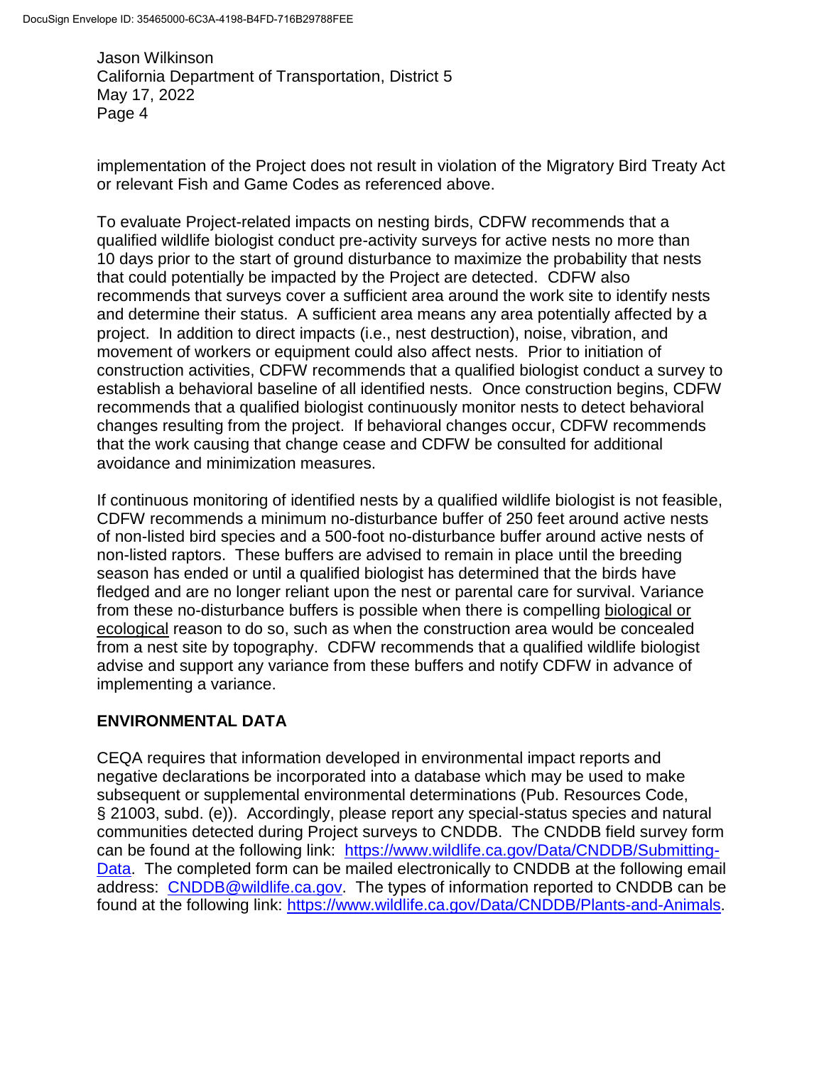implementation of the Project does not result in violation of the Migratory Bird Treaty Act or relevant Fish and Game Codes as referenced above.

To evaluate Project-related impacts on nesting birds, CDFW recommends that a qualified wildlife biologist conduct pre-activity surveys for active nests no more than 10 days prior to the start of ground disturbance to maximize the probability that nests that could potentially be impacted by the Project are detected. CDFW also recommends that surveys cover a sufficient area around the work site to identify nests and determine their status. A sufficient area means any area potentially affected by a project. In addition to direct impacts (i.e., nest destruction), noise, vibration, and movement of workers or equipment could also affect nests. Prior to initiation of construction activities, CDFW recommends that a qualified biologist conduct a survey to establish a behavioral baseline of all identified nests. Once construction begins, CDFW recommends that a qualified biologist continuously monitor nests to detect behavioral changes resulting from the project. If behavioral changes occur, CDFW recommends that the work causing that change cease and CDFW be consulted for additional avoidance and minimization measures.

If continuous monitoring of identified nests by a qualified wildlife biologist is not feasible, CDFW recommends a minimum no-disturbance buffer of 250 feet around active nests of non-listed bird species and a 500-foot no-disturbance buffer around active nests of non-listed raptors. These buffers are advised to remain in place until the breeding season has ended or until a qualified biologist has determined that the birds have fledged and are no longer reliant upon the nest or parental care for survival. Variance from these no-disturbance buffers is possible when there is compelling biological or ecological reason to do so, such as when the construction area would be concealed from a nest site by topography. CDFW recommends that a qualified wildlife biologist advise and support any variance from these buffers and notify CDFW in advance of implementing a variance.

## ENVIRONMENTAL DATA

CEQA requires that information developed in environmental impact reports and negative declarations be incorporated into a database which may be used to make subsequent or supplemental environmental determinations (Pub. Resources Code, § 21003, subd. (e)). Accordingly, please report any special-status species and natural communities detected during Project surveys to CNDDB. The CNDDB field survey form can be found at the following link: https://www.wildlife.ca.gov/Data/CNDDB/Submitting-Data. The completed form can be mailed electronically to CNDDB at the following email address: CNDDB@wildlife.ca.gov. The types of information reported to CNDDB can be found at the following link: https://www.wildlife.ca.gov/Data/CNDDB/Plants-and-Animals.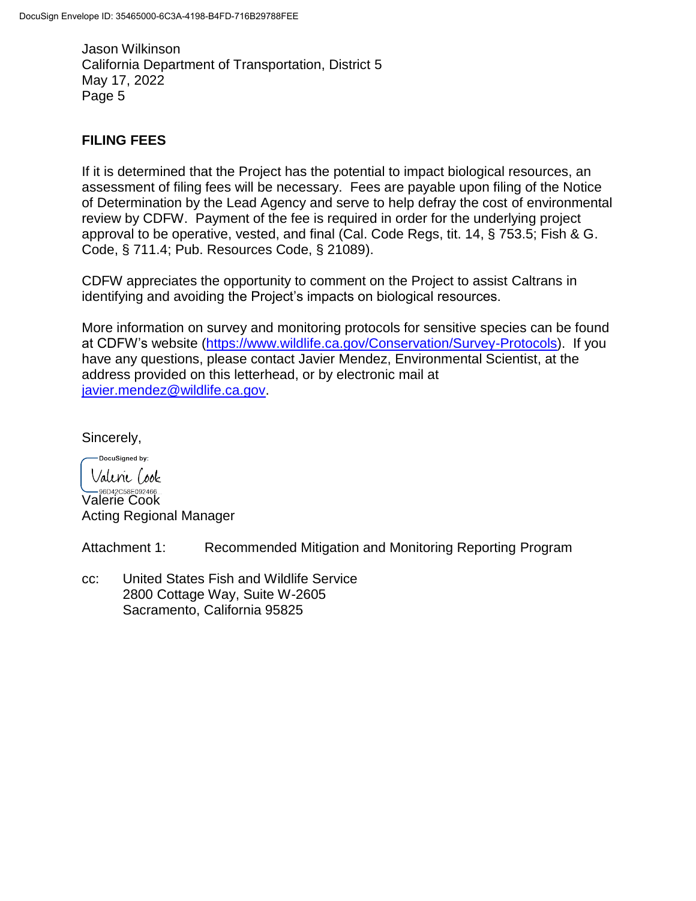## FILING FEES

If it is determined that the Project has the potential to impact biological resources, an assessment of filing fees will be necessary. Fees are payable upon filing of the Notice of Determination by the Lead Agency and serve to help defray the cost of environmental review by CDFW. Payment of the fee is required in order for the underlying project approval to be operative, vested, and final (Cal. Code Regs, tit. 14, § 753.5; Fish & G. Code, § 711.4; Pub. Resources Code, § 21089).

CDFW appreciates the opportunity to comment on the Project to assist Caltrans in identifying and avoiding the Project's impacts on biological resources.

More information on survey and monitoring protocols for sensitive species can be found at CDFW's website (https://www.wildlife.ca.gov/Conservation/Survey-Protocols). If you have any questions, please contact Javier Mendez, Environmental Scientist, at the address provided on this letterhead, or by electronic mail at javier.mendez@wildlife.ca.gov.

Sincerely,

DocuSigned by:
Valerie Cook
96D42C58E092466

Valerie Cook
Acting Regional Manager

Attachment 1: Recommended Mitigation and Monitoring Reporting Program

cc: United States Fish and Wildlife Service
2800 Cottage Way, Suite W-2605
Sacramento, California 95825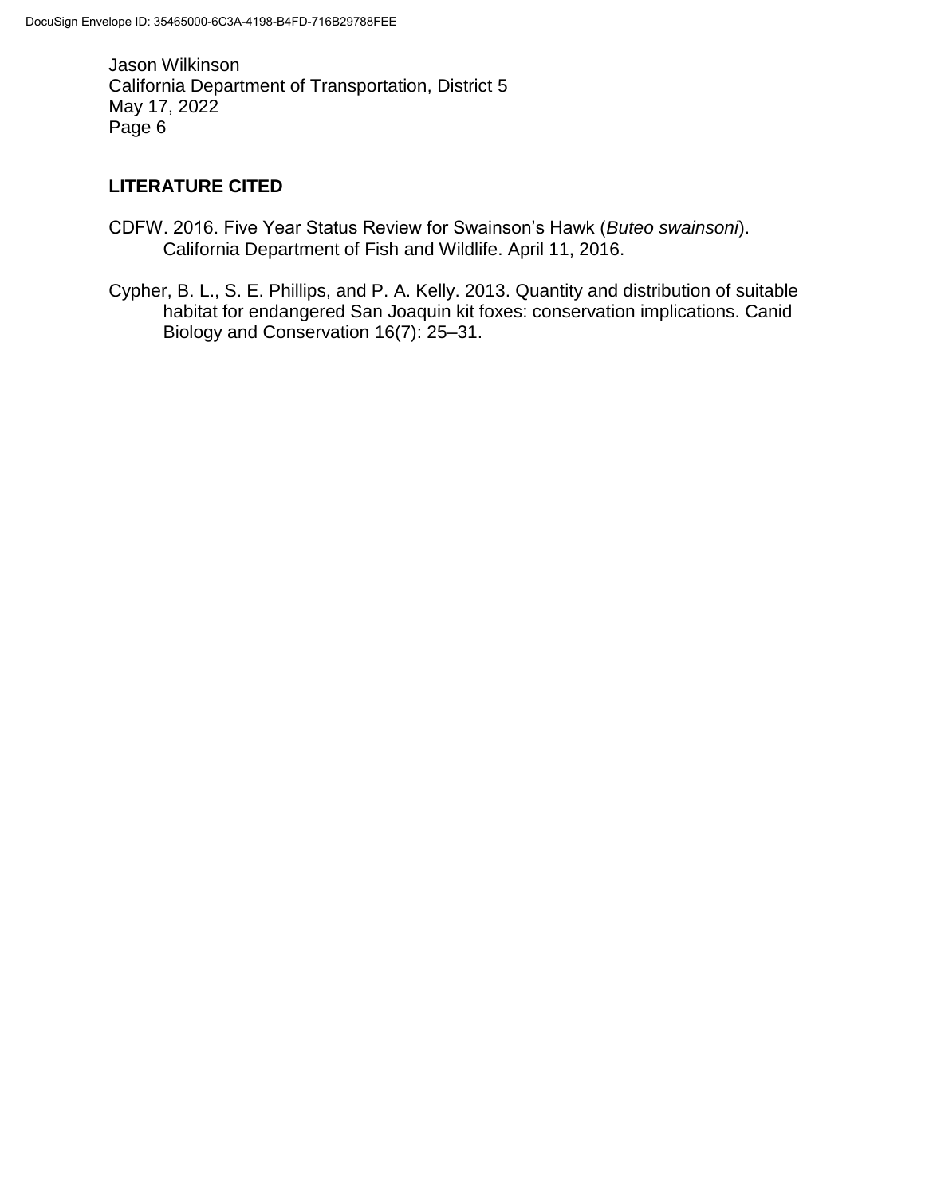## LITERATURE CITED

CDFW. 2016. Five Year Status Review for Swainson's Hawk (*Buteo swainsoni*). California Department of Fish and Wildlife. April 11, 2016.

Cypher, B. L., S. E. Phillips, and P. A. Kelly. 2013. Quantity and distribution of suitable habitat for endangered San Joaquin kit foxes: conservation implications. Canid Biology and Conservation 16(7): 25–31.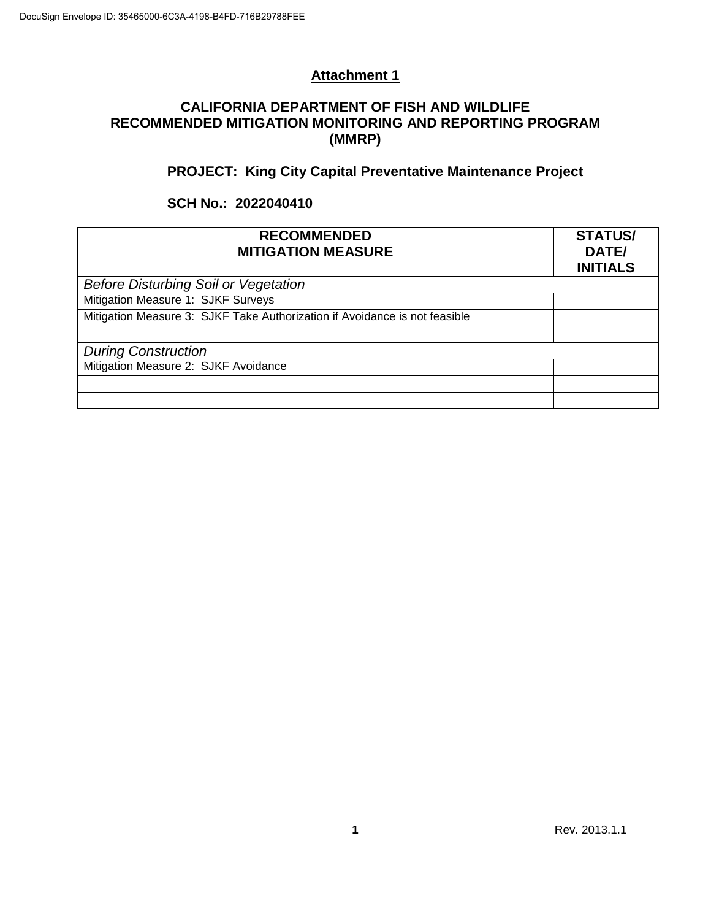**Attachment 1**

## CALIFORNIA DEPARTMENT OF FISH AND WILDLIFE RECOMMENDED MITIGATION MONITORING AND REPORTING PROGRAM (MMRP)

### PROJECT: King City Capital Preventative Maintenance Project

### SCH No.: 2022040410

| RECOMMENDED MITIGATION MEASURE | STATUS/ DATE/ INITIALS |
|---|---|
| *Before Disturbing Soil or Vegetation* | |
| Mitigation Measure 1: SJKF Surveys | |
| Mitigation Measure 3: SJKF Take Authorization if Avoidance is not feasible | |
| | |
| *During Construction* | |
| Mitigation Measure 2: SJKF Avoidance | |
| | |
| | |

Rev. 2013.1.1